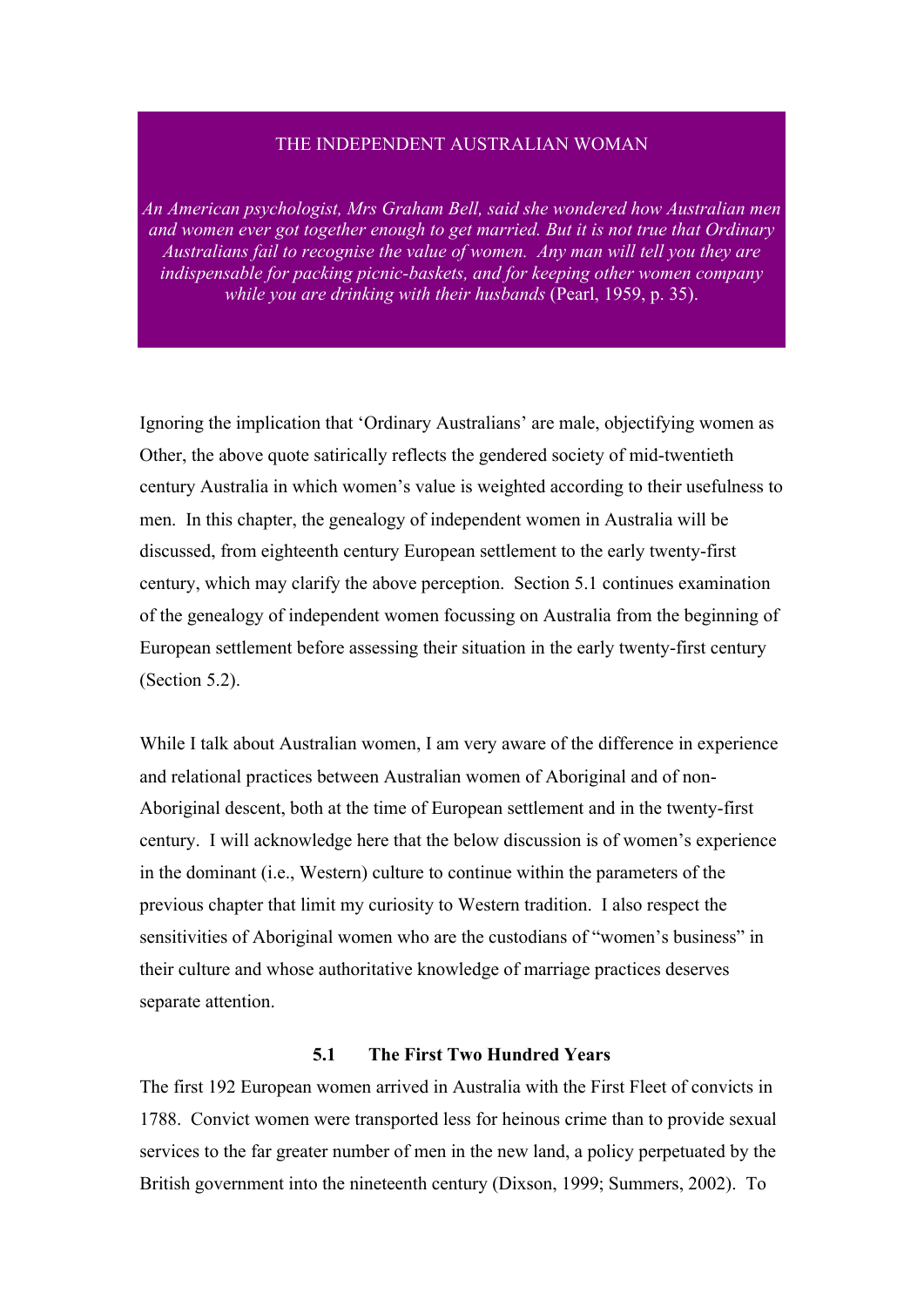THE INDEPENDENT AUSTRALIAN WOMAN

*An American psychologist, Mrs Graham Bell, said she wondered how Australian men and women ever got together enough to get married. But it is not true that Ordinary Australians fail to recognise the value of women. Any man will tell you they are indispensable for packing picnic-baskets, and for keeping other women company while you are drinking with their husbands* (Pearl, 1959, p. 35).

Ignoring the implication that 'Ordinary Australians' are male, objectifying women as Other, the above quote satirically reflects the gendered society of mid-twentieth century Australia in which women's value is weighted according to their usefulness to men. In this chapter, the genealogy of independent women in Australia will be discussed, from eighteenth century European settlement to the early twenty-first century, which may clarify the above perception. Section 5.1 continues examination of the genealogy of independent women focussing on Australia from the beginning of European settlement before assessing their situation in the early twenty-first century (Section 5.2).

While I talk about Australian women, I am very aware of the difference in experience and relational practices between Australian women of Aboriginal and of non-Aboriginal descent, both at the time of European settlement and in the twenty-first century. I will acknowledge here that the below discussion is of women's experience in the dominant (i.e., Western) culture to continue within the parameters of the previous chapter that limit my curiosity to Western tradition. I also respect the sensitivities of Aboriginal women who are the custodians of "women's business" in their culture and whose authoritative knowledge of marriage practices deserves separate attention.

## 5.1 The First Two Hundred Years

The first 192 European women arrived in Australia with the First Fleet of convicts in 1788. Convict women were transported less for heinous crime than to provide sexual services to the far greater number of men in the new land, a policy perpetuated by the British government into the nineteenth century (Dixson, 1999; Summers, 2002). To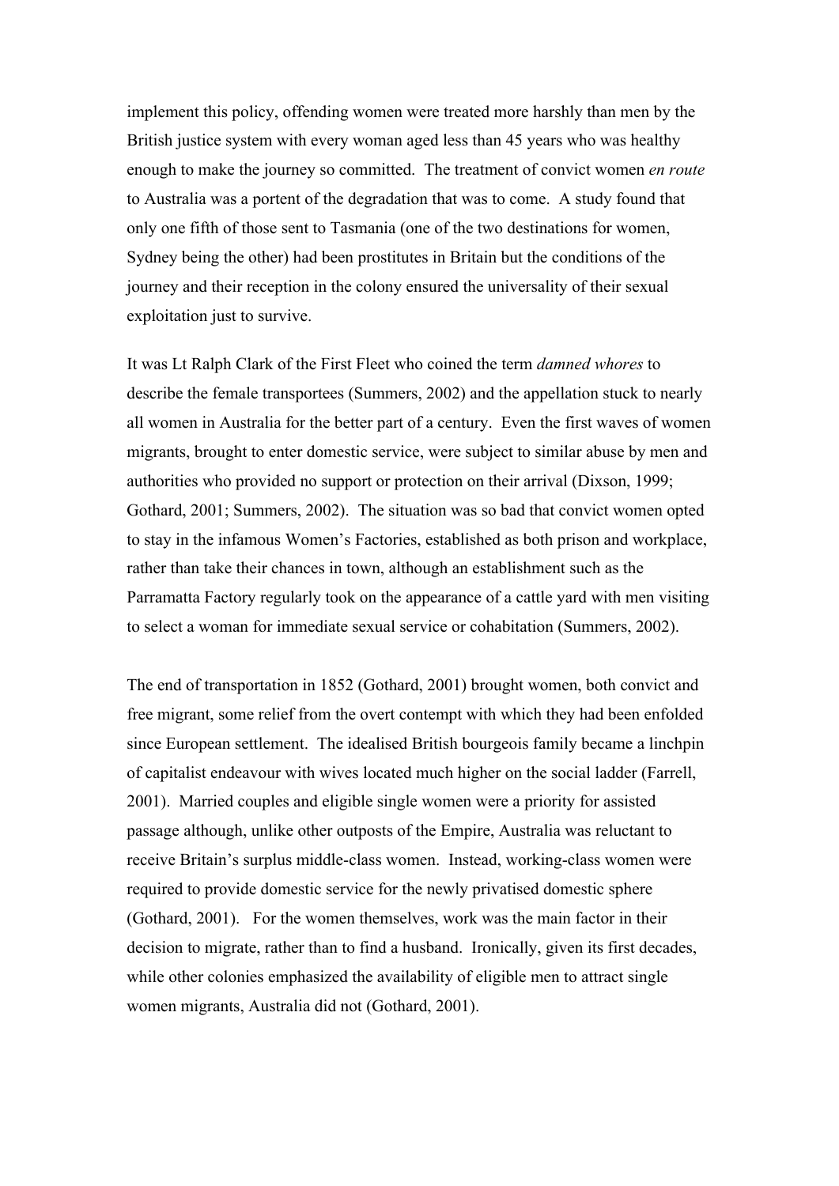implement this policy, offending women were treated more harshly than men by the British justice system with every woman aged less than 45 years who was healthy enough to make the journey so committed. The treatment of convict women *en route* to Australia was a portent of the degradation that was to come. A study found that only one fifth of those sent to Tasmania (one of the two destinations for women, Sydney being the other) had been prostitutes in Britain but the conditions of the journey and their reception in the colony ensured the universality of their sexual exploitation just to survive.

It was Lt Ralph Clark of the First Fleet who coined the term *damned whores* to describe the female transportees (Summers, 2002) and the appellation stuck to nearly all women in Australia for the better part of a century. Even the first waves of women migrants, brought to enter domestic service, were subject to similar abuse by men and authorities who provided no support or protection on their arrival (Dixson, 1999; Gothard, 2001; Summers, 2002). The situation was so bad that convict women opted to stay in the infamous Women's Factories, established as both prison and workplace, rather than take their chances in town, although an establishment such as the Parramatta Factory regularly took on the appearance of a cattle yard with men visiting to select a woman for immediate sexual service or cohabitation (Summers, 2002).

The end of transportation in 1852 (Gothard, 2001) brought women, both convict and free migrant, some relief from the overt contempt with which they had been enfolded since European settlement. The idealised British bourgeois family became a linchpin of capitalist endeavour with wives located much higher on the social ladder (Farrell, 2001). Married couples and eligible single women were a priority for assisted passage although, unlike other outposts of the Empire, Australia was reluctant to receive Britain's surplus middle-class women. Instead, working-class women were required to provide domestic service for the newly privatised domestic sphere (Gothard, 2001). For the women themselves, work was the main factor in their decision to migrate, rather than to find a husband. Ironically, given its first decades, while other colonies emphasized the availability of eligible men to attract single women migrants, Australia did not (Gothard, 2001).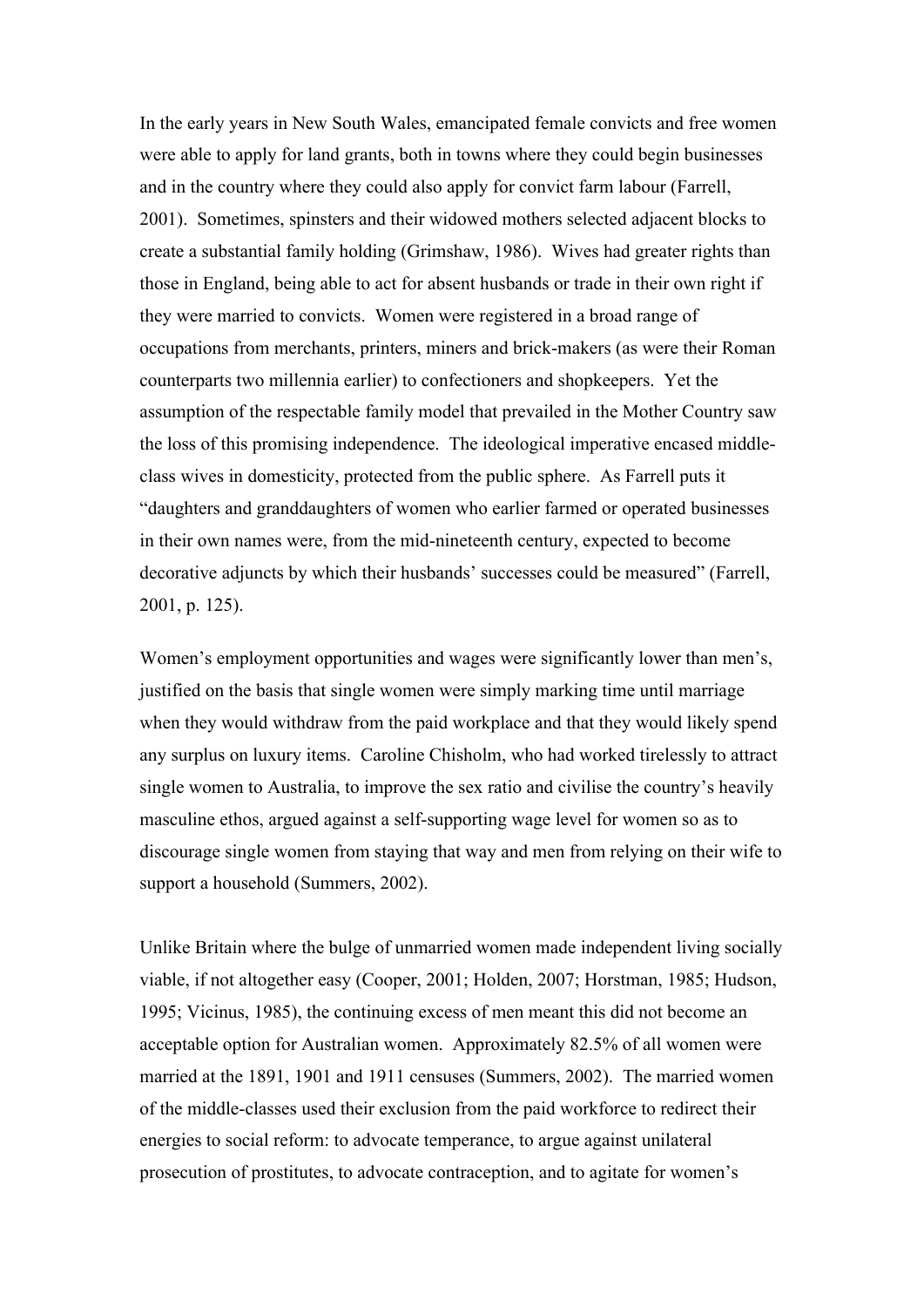In the early years in New South Wales, emancipated female convicts and free women were able to apply for land grants, both in towns where they could begin businesses and in the country where they could also apply for convict farm labour (Farrell, 2001). Sometimes, spinsters and their widowed mothers selected adjacent blocks to create a substantial family holding (Grimshaw, 1986). Wives had greater rights than those in England, being able to act for absent husbands or trade in their own right if they were married to convicts. Women were registered in a broad range of occupations from merchants, printers, miners and brick-makers (as were their Roman counterparts two millennia earlier) to confectioners and shopkeepers. Yet the assumption of the respectable family model that prevailed in the Mother Country saw the loss of this promising independence. The ideological imperative encased middle-class wives in domesticity, protected from the public sphere. As Farrell puts it "daughters and granddaughters of women who earlier farmed or operated businesses in their own names were, from the mid-nineteenth century, expected to become decorative adjuncts by which their husbands' successes could be measured" (Farrell, 2001, p. 125).

Women's employment opportunities and wages were significantly lower than men's, justified on the basis that single women were simply marking time until marriage when they would withdraw from the paid workplace and that they would likely spend any surplus on luxury items. Caroline Chisholm, who had worked tirelessly to attract single women to Australia, to improve the sex ratio and civilise the country's heavily masculine ethos, argued against a self-supporting wage level for women so as to discourage single women from staying that way and men from relying on their wife to support a household (Summers, 2002).

Unlike Britain where the bulge of unmarried women made independent living socially viable, if not altogether easy (Cooper, 2001; Holden, 2007; Horstman, 1985; Hudson, 1995; Vicinus, 1985), the continuing excess of men meant this did not become an acceptable option for Australian women. Approximately 82.5% of all women were married at the 1891, 1901 and 1911 censuses (Summers, 2002). The married women of the middle-classes used their exclusion from the paid workforce to redirect their energies to social reform: to advocate temperance, to argue against unilateral prosecution of prostitutes, to advocate contraception, and to agitate for women's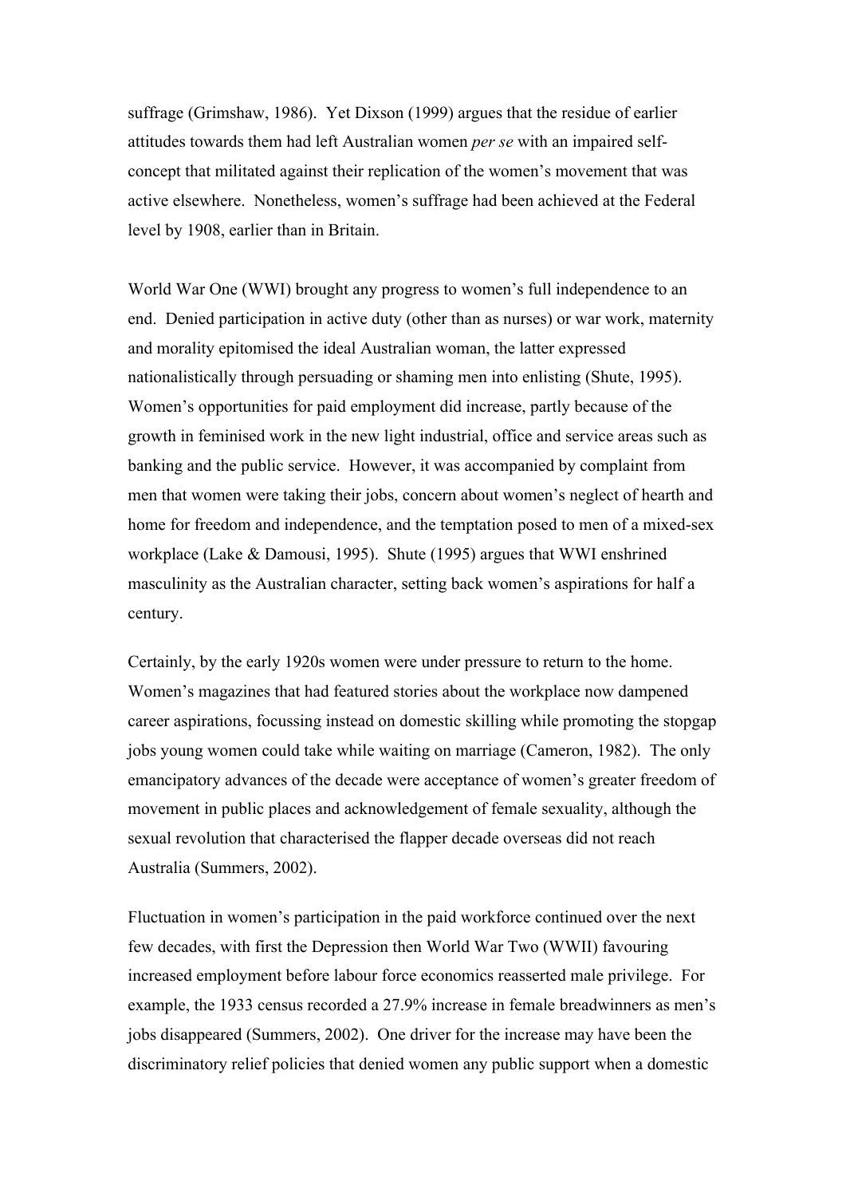suffrage (Grimshaw, 1986). Yet Dixson (1999) argues that the residue of earlier attitudes towards them had left Australian women *per se* with an impaired self-concept that militated against their replication of the women's movement that was active elsewhere. Nonetheless, women's suffrage had been achieved at the Federal level by 1908, earlier than in Britain.

World War One (WWI) brought any progress to women's full independence to an end. Denied participation in active duty (other than as nurses) or war work, maternity and morality epitomised the ideal Australian woman, the latter expressed nationalistically through persuading or shaming men into enlisting (Shute, 1995). Women's opportunities for paid employment did increase, partly because of the growth in feminised work in the new light industrial, office and service areas such as banking and the public service. However, it was accompanied by complaint from men that women were taking their jobs, concern about women's neglect of hearth and home for freedom and independence, and the temptation posed to men of a mixed-sex workplace (Lake & Damousi, 1995). Shute (1995) argues that WWI enshrined masculinity as the Australian character, setting back women's aspirations for half a century.

Certainly, by the early 1920s women were under pressure to return to the home. Women's magazines that had featured stories about the workplace now dampened career aspirations, focussing instead on domestic skilling while promoting the stopgap jobs young women could take while waiting on marriage (Cameron, 1982). The only emancipatory advances of the decade were acceptance of women's greater freedom of movement in public places and acknowledgement of female sexuality, although the sexual revolution that characterised the flapper decade overseas did not reach Australia (Summers, 2002).

Fluctuation in women's participation in the paid workforce continued over the next few decades, with first the Depression then World War Two (WWII) favouring increased employment before labour force economics reasserted male privilege. For example, the 1933 census recorded a 27.9% increase in female breadwinners as men's jobs disappeared (Summers, 2002). One driver for the increase may have been the discriminatory relief policies that denied women any public support when a domestic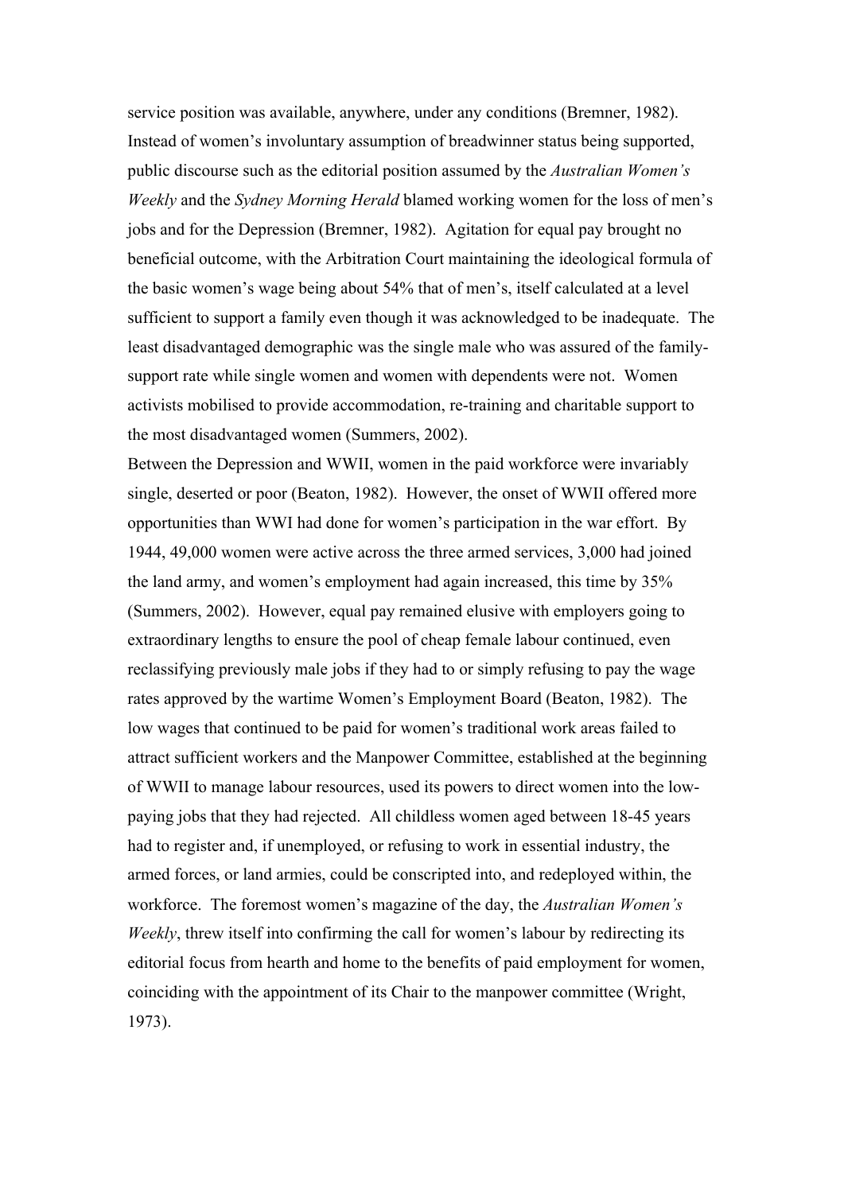service position was available, anywhere, under any conditions (Bremner, 1982). Instead of women's involuntary assumption of breadwinner status being supported, public discourse such as the editorial position assumed by the *Australian Women's Weekly* and the *Sydney Morning Herald* blamed working women for the loss of men's jobs and for the Depression (Bremner, 1982). Agitation for equal pay brought no beneficial outcome, with the Arbitration Court maintaining the ideological formula of the basic women's wage being about 54% that of men's, itself calculated at a level sufficient to support a family even though it was acknowledged to be inadequate. The least disadvantaged demographic was the single male who was assured of the family-support rate while single women and women with dependents were not. Women activists mobilised to provide accommodation, re-training and charitable support to the most disadvantaged women (Summers, 2002).

Between the Depression and WWII, women in the paid workforce were invariably single, deserted or poor (Beaton, 1982). However, the onset of WWII offered more opportunities than WWI had done for women's participation in the war effort. By 1944, 49,000 women were active across the three armed services, 3,000 had joined the land army, and women's employment had again increased, this time by 35% (Summers, 2002). However, equal pay remained elusive with employers going to extraordinary lengths to ensure the pool of cheap female labour continued, even reclassifying previously male jobs if they had to or simply refusing to pay the wage rates approved by the wartime Women's Employment Board (Beaton, 1982). The low wages that continued to be paid for women's traditional work areas failed to attract sufficient workers and the Manpower Committee, established at the beginning of WWII to manage labour resources, used its powers to direct women into the low-paying jobs that they had rejected. All childless women aged between 18-45 years had to register and, if unemployed, or refusing to work in essential industry, the armed forces, or land armies, could be conscripted into, and redeployed within, the workforce. The foremost women's magazine of the day, the *Australian Women's Weekly*, threw itself into confirming the call for women's labour by redirecting its editorial focus from hearth and home to the benefits of paid employment for women, coinciding with the appointment of its Chair to the manpower committee (Wright, 1973).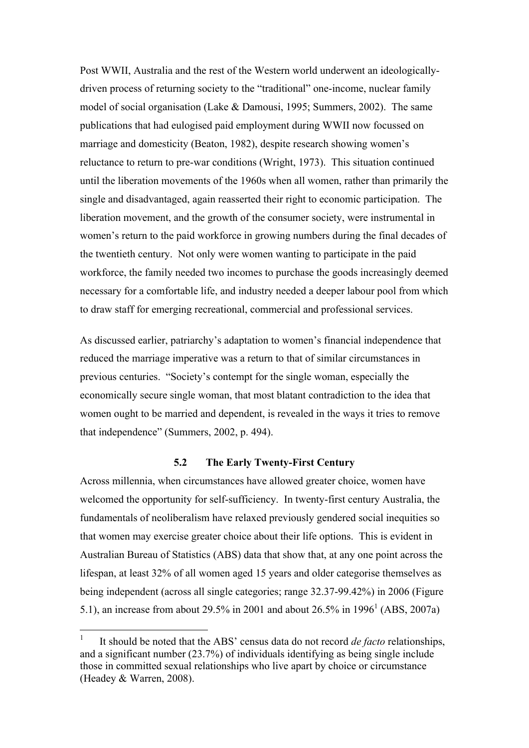Post WWII, Australia and the rest of the Western world underwent an ideologically-driven process of returning society to the "traditional" one-income, nuclear family model of social organisation (Lake & Damousi, 1995; Summers, 2002). The same publications that had eulogised paid employment during WWII now focussed on marriage and domesticity (Beaton, 1982), despite research showing women's reluctance to return to pre-war conditions (Wright, 1973). This situation continued until the liberation movements of the 1960s when all women, rather than primarily the single and disadvantaged, again reasserted their right to economic participation. The liberation movement, and the growth of the consumer society, were instrumental in women's return to the paid workforce in growing numbers during the final decades of the twentieth century. Not only were women wanting to participate in the paid workforce, the family needed two incomes to purchase the goods increasingly deemed necessary for a comfortable life, and industry needed a deeper labour pool from which to draw staff for emerging recreational, commercial and professional services.

As discussed earlier, patriarchy's adaptation to women's financial independence that reduced the marriage imperative was a return to that of similar circumstances in previous centuries. "Society's contempt for the single woman, especially the economically secure single woman, that most blatant contradiction to the idea that women ought to be married and dependent, is revealed in the ways it tries to remove that independence" (Summers, 2002, p. 494).

### 5.2 The Early Twenty-First Century

Across millennia, when circumstances have allowed greater choice, women have welcomed the opportunity for self-sufficiency. In twenty-first century Australia, the fundamentals of neoliberalism have relaxed previously gendered social inequities so that women may exercise greater choice about their life options. This is evident in Australian Bureau of Statistics (ABS) data that show that, at any one point across the lifespan, at least 32% of all women aged 15 years and older categorise themselves as being independent (across all single categories; range 32.37-99.42%) in 2006 (Figure 5.1), an increase from about 29.5% in 2001 and about 26.5% in 1996[1] (ABS, 2007a)

[1] It should be noted that the ABS' census data do not record *de facto* relationships, and a significant number (23.7%) of individuals identifying as being single include those in committed sexual relationships who live apart by choice or circumstance (Headey & Warren, 2008).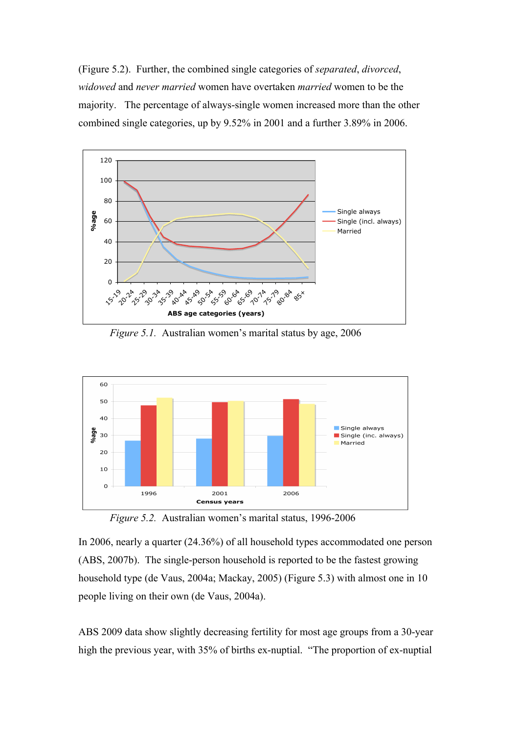(Figure 5.2). Further, the combined single categories of *separated*, *divorced*, *widowed* and *never married* women have overtaken *married* women to be the majority. The percentage of always-single women increased more than the other combined single categories, up by 9.52% in 2001 and a further 3.89% in 2006.

*Figure 5.1.* Australian women's marital status by age, 2006

*Figure 5.2.* Australian women's marital status, 1996-2006

In 2006, nearly a quarter (24.36%) of all household types accommodated one person (ABS, 2007b). The single-person household is reported to be the fastest growing household type (de Vaus, 2004a; Mackay, 2005) (Figure 5.3) with almost one in 10 people living on their own (de Vaus, 2004a).

ABS 2009 data show slightly decreasing fertility for most age groups from a 30-year high the previous year, with 35% of births ex-nuptial. "The proportion of ex-nuptial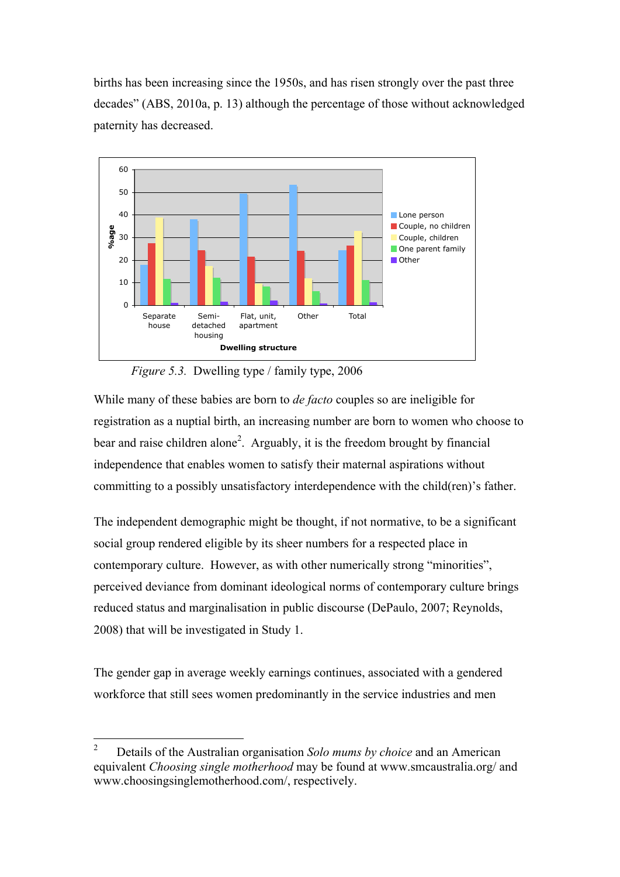births has been increasing since the 1950s, and has risen strongly over the past three decades" (ABS, 2010a, p. 13) although the percentage of those without acknowledged paternity has decreased.

*Figure 5.3.* Dwelling type / family type, 2006

While many of these babies are born to *de facto* couples so are ineligible for registration as a nuptial birth, an increasing number are born to women who choose to bear and raise children alone[2]. Arguably, it is the freedom brought by financial independence that enables women to satisfy their maternal aspirations without committing to a possibly unsatisfactory interdependence with the child(ren)'s father.

The independent demographic might be thought, if not normative, to be a significant social group rendered eligible by its sheer numbers for a respected place in contemporary culture. However, as with other numerically strong "minorities", perceived deviance from dominant ideological norms of contemporary culture brings reduced status and marginalisation in public discourse (DePaulo, 2007; Reynolds, 2008) that will be investigated in Study 1.

The gender gap in average weekly earnings continues, associated with a gendered workforce that still sees women predominantly in the service industries and men

---

[2] Details of the Australian organisation *Solo mums by choice* and an American equivalent *Choosing single motherhood* may be found at www.smcaustralia.org/ and www.choosingsinglemotherhood.com/, respectively.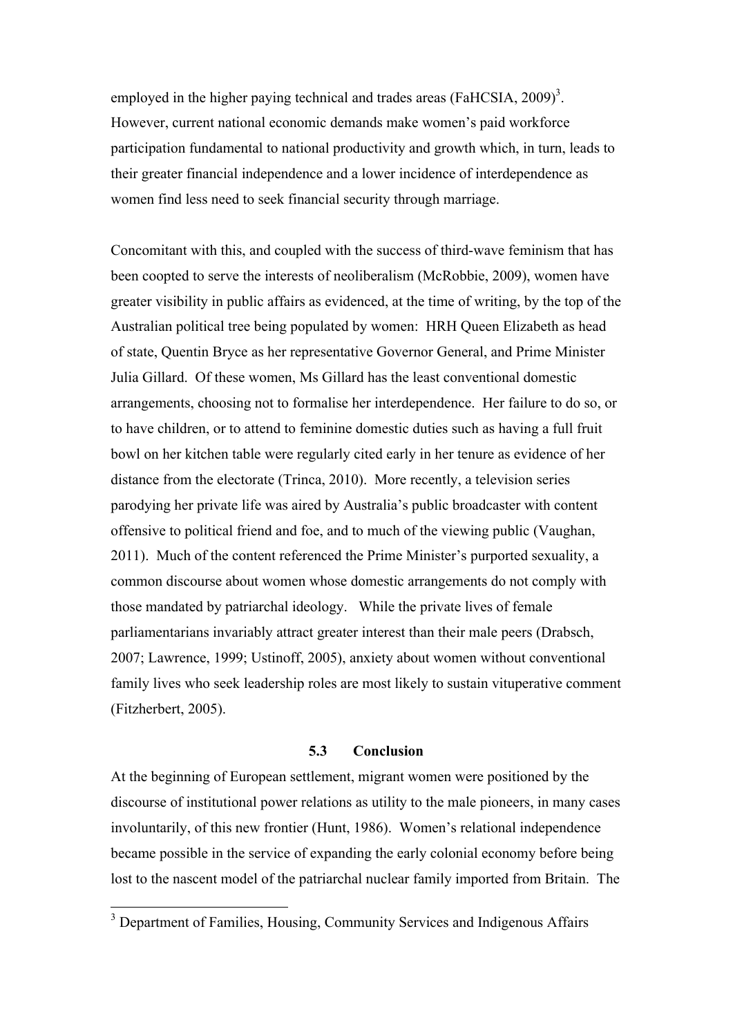employed in the higher paying technical and trades areas (FaHCSIA, 2009)[3]. However, current national economic demands make women's paid workforce participation fundamental to national productivity and growth which, in turn, leads to their greater financial independence and a lower incidence of interdependence as women find less need to seek financial security through marriage.

Concomitant with this, and coupled with the success of third-wave feminism that has been coopted to serve the interests of neoliberalism (McRobbie, 2009), women have greater visibility in public affairs as evidenced, at the time of writing, by the top of the Australian political tree being populated by women: HRH Queen Elizabeth as head of state, Quentin Bryce as her representative Governor General, and Prime Minister Julia Gillard. Of these women, Ms Gillard has the least conventional domestic arrangements, choosing not to formalise her interdependence. Her failure to do so, or to have children, or to attend to feminine domestic duties such as having a full fruit bowl on her kitchen table were regularly cited early in her tenure as evidence of her distance from the electorate (Trinca, 2010). More recently, a television series parodying her private life was aired by Australia's public broadcaster with content offensive to political friend and foe, and to much of the viewing public (Vaughan, 2011). Much of the content referenced the Prime Minister's purported sexuality, a common discourse about women whose domestic arrangements do not comply with those mandated by patriarchal ideology. While the private lives of female parliamentarians invariably attract greater interest than their male peers (Drabsch, 2007; Lawrence, 1999; Ustinoff, 2005), anxiety about women without conventional family lives who seek leadership roles are most likely to sustain vituperative comment (Fitzherbert, 2005).

### 5.3 Conclusion

At the beginning of European settlement, migrant women were positioned by the discourse of institutional power relations as utility to the male pioneers, in many cases involuntarily, of this new frontier (Hunt, 1986). Women's relational independence became possible in the service of expanding the early colonial economy before being lost to the nascent model of the patriarchal nuclear family imported from Britain. The

[3] Department of Families, Housing, Community Services and Indigenous Affairs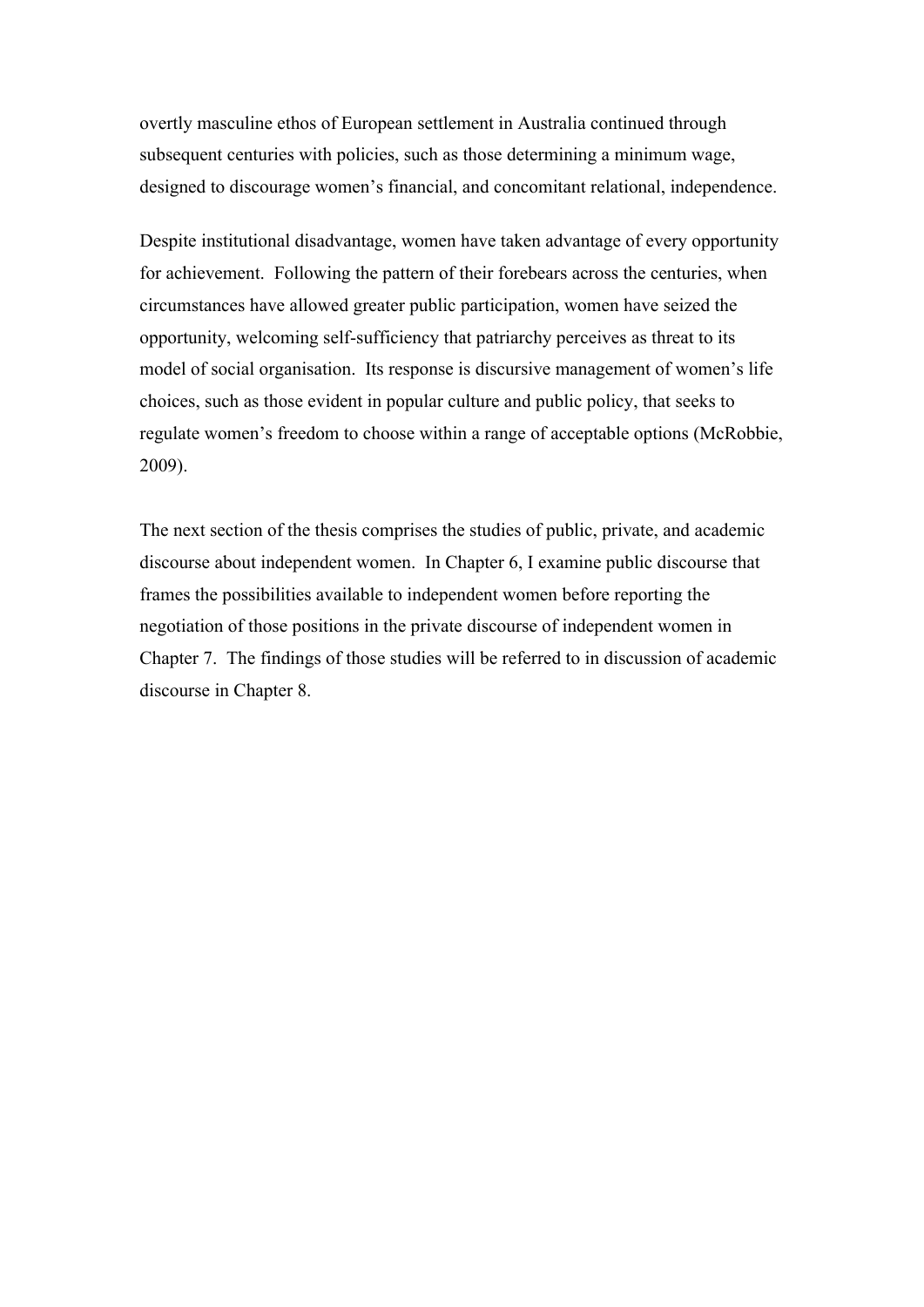overtly masculine ethos of European settlement in Australia continued through subsequent centuries with policies, such as those determining a minimum wage, designed to discourage women's financial, and concomitant relational, independence.

Despite institutional disadvantage, women have taken advantage of every opportunity for achievement. Following the pattern of their forebears across the centuries, when circumstances have allowed greater public participation, women have seized the opportunity, welcoming self-sufficiency that patriarchy perceives as threat to its model of social organisation. Its response is discursive management of women's life choices, such as those evident in popular culture and public policy, that seeks to regulate women's freedom to choose within a range of acceptable options (McRobbie, 2009).

The next section of the thesis comprises the studies of public, private, and academic discourse about independent women. In Chapter 6, I examine public discourse that frames the possibilities available to independent women before reporting the negotiation of those positions in the private discourse of independent women in Chapter 7. The findings of those studies will be referred to in discussion of academic discourse in Chapter 8.